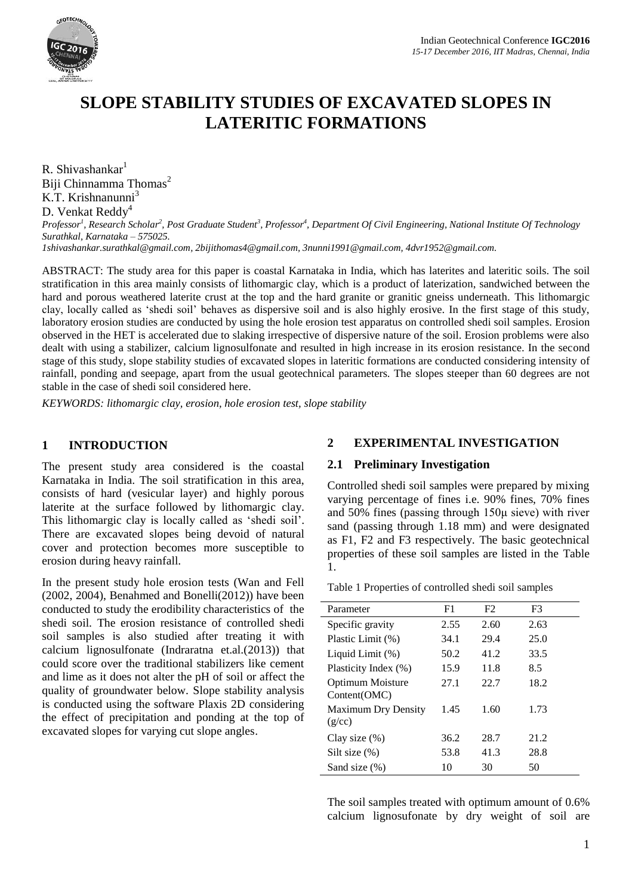# SLOPE STABILITY STUDIES OF EXCAVATED SLOPES IN LATERITIC FORMATIONS

R. Shivashankar[1]
Biji Chinnamma Thomas[2]
K.T. Krishnanunni[3]
D. Venkat Reddy[4]

*Professor[1], Research Scholar[2], Post Graduate Student[3], Professor[4], Department Of Civil Engineering, National Institute Of Technology Surathkal, Karnataka – 575025.*
*1shivashankar.surathkal@gmail.com, 2bijithomas4@gmail.com, 3nunni1991@gmail.com, 4dvr1952@gmail.com.*

ABSTRACT: The study area for this paper is coastal Karnataka in India, which has laterites and lateritic soils. The soil stratification in this area mainly consists of lithomargic clay, which is a product of laterization, sandwiched between the hard and porous weathered laterite crust at the top and the hard granite or granitic gneiss underneath. This lithomargic clay, locally called as 'shedi soil' behaves as dispersive soil and is also highly erosive. In the first stage of this study, laboratory erosion studies are conducted by using the hole erosion test apparatus on controlled shedi soil samples. Erosion observed in the HET is accelerated due to slaking irrespective of dispersive nature of the soil. Erosion problems were also dealt with using a stabilizer, calcium lignosulfonate and resulted in high increase in its erosion resistance. In the second stage of this study, slope stability studies of excavated slopes in lateritic formations are conducted considering intensity of rainfall, ponding and seepage, apart from the usual geotechnical parameters. The slopes steeper than 60 degrees are not stable in the case of shedi soil considered here.

*KEYWORDS: lithomargic clay, erosion, hole erosion test, slope stability*

## 1 INTRODUCTION

The present study area considered is the coastal Karnataka in India. The soil stratification in this area, consists of hard (vesicular layer) and highly porous laterite at the surface followed by lithomargic clay. This lithomargic clay is locally called as 'shedi soil'. There are excavated slopes being devoid of natural cover and protection becomes more susceptible to erosion during heavy rainfall.

In the present study hole erosion tests (Wan and Fell (2002, 2004), Benahmed and Bonelli(2012)) have been conducted to study the erodibility characteristics of the shedi soil. The erosion resistance of controlled shedi soil samples is also studied after treating it with calcium lignosulfonate (Indraratna et.al.(2013)) that could score over the traditional stabilizers like cement and lime as it does not alter the pH of soil or affect the quality of groundwater below. Slope stability analysis is conducted using the software Plaxis 2D considering the effect of precipitation and ponding at the top of excavated slopes for varying cut slope angles.

## 2 EXPERIMENTAL INVESTIGATION

### 2.1 Preliminary Investigation

Controlled shedi soil samples were prepared by mixing varying percentage of fines i.e. 90% fines, 70% fines and 50% fines (passing through 150μ sieve) with river sand (passing through 1.18 mm) and were designated as F1, F2 and F3 respectively. The basic geotechnical properties of these soil samples are listed in the Table 1.

Table 1 Properties of controlled shedi soil samples

| Parameter | F1 | F2 | F3 |
|---|---|---|---|
| Specific gravity | 2.55 | 2.60 | 2.63 |
| Plastic Limit (%) | 34.1 | 29.4 | 25.0 |
| Liquid Limit (%) | 50.2 | 41.2 | 33.5 |
| Plasticity Index (%) | 15.9 | 11.8 | 8.5 |
| Optimum Moisture Content(OMC) | 27.1 | 22.7 | 18.2 |
| Maximum Dry Density (g/cc) | 1.45 | 1.60 | 1.73 |
| Clay size (%) | 36.2 | 28.7 | 21.2 |
| Silt size (%) | 53.8 | 41.3 | 28.8 |
| Sand size (%) | 10 | 30 | 50 |

The soil samples treated with optimum amount of 0.6% calcium lignosufonate by dry weight of soil are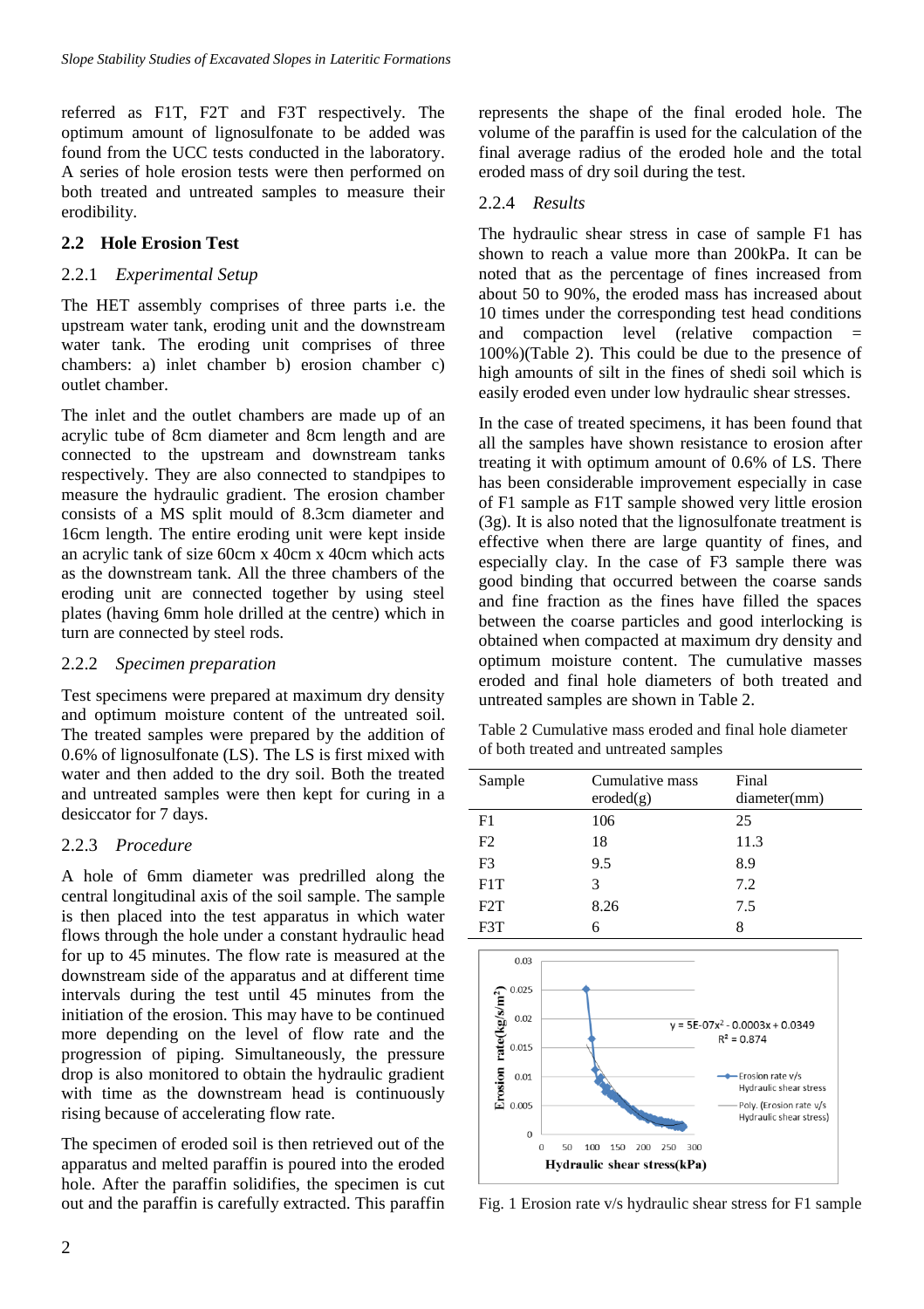referred as F1T, F2T and F3T respectively. The optimum amount of lignosulfonate to be added was found from the UCC tests conducted in the laboratory. A series of hole erosion tests were then performed on both treated and untreated samples to measure their erodibility.

## 2.2 Hole Erosion Test

### 2.2.1 *Experimental Setup*

The HET assembly comprises of three parts i.e. the upstream water tank, eroding unit and the downstream water tank. The eroding unit comprises of three chambers: a) inlet chamber b) erosion chamber c) outlet chamber.

The inlet and the outlet chambers are made up of an acrylic tube of 8cm diameter and 8cm length and are connected to the upstream and downstream tanks respectively. They are also connected to standpipes to measure the hydraulic gradient. The erosion chamber consists of a MS split mould of 8.3cm diameter and 16cm length. The entire eroding unit were kept inside an acrylic tank of size 60cm x 40cm x 40cm which acts as the downstream tank. All the three chambers of the eroding unit are connected together by using steel plates (having 6mm hole drilled at the centre) which in turn are connected by steel rods.

### 2.2.2 *Specimen preparation*

Test specimens were prepared at maximum dry density and optimum moisture content of the untreated soil. The treated samples were prepared by the addition of 0.6% of lignosulfonate (LS). The LS is first mixed with water and then added to the dry soil. Both the treated and untreated samples were then kept for curing in a desiccator for 7 days.

### 2.2.3 *Procedure*

A hole of 6mm diameter was predrilled along the central longitudinal axis of the soil sample. The sample is then placed into the test apparatus in which water flows through the hole under a constant hydraulic head for up to 45 minutes. The flow rate is measured at the downstream side of the apparatus and at different time intervals during the test until 45 minutes from the initiation of the erosion. This may have to be continued more depending on the level of flow rate and the progression of piping. Simultaneously, the pressure drop is also monitored to obtain the hydraulic gradient with time as the downstream head is continuously rising because of accelerating flow rate.

The specimen of eroded soil is then retrieved out of the apparatus and melted paraffin is poured into the eroded hole. After the paraffin solidifies, the specimen is cut out and the paraffin is carefully extracted. This paraffin represents the shape of the final eroded hole. The volume of the paraffin is used for the calculation of the final average radius of the eroded hole and the total eroded mass of dry soil during the test.

### 2.2.4 *Results*

The hydraulic shear stress in case of sample F1 has shown to reach a value more than 200kPa. It can be noted that as the percentage of fines increased from about 50 to 90%, the eroded mass has increased about 10 times under the corresponding test head conditions and compaction level (relative compaction = 100%)(Table 2). This could be due to the presence of high amounts of silt in the fines of shedi soil which is easily eroded even under low hydraulic shear stresses.

In the case of treated specimens, it has been found that all the samples have shown resistance to erosion after treating it with optimum amount of 0.6% of LS. There has been considerable improvement especially in case of F1 sample as F1T sample showed very little erosion (3g). It is also noted that the lignosulfonate treatment is effective when there are large quantity of fines, and especially clay. In the case of F3 sample there was good binding that occurred between the coarse sands and fine fraction as the fines have filled the spaces between the coarse particles and good interlocking is obtained when compacted at maximum dry density and optimum moisture content. The cumulative masses eroded and final hole diameters of both treated and untreated samples are shown in Table 2.

Table 2 Cumulative mass eroded and final hole diameter of both treated and untreated samples

| Sample | Cumulative mass eroded(g) | Final diameter(mm) |
|---|---|---|
| F1 | 106 | 25 |
| F2 | 18 | 11.3 |
| F3 | 9.5 | 8.9 |
| F1T | 3 | 7.2 |
| F2T | 8.26 | 7.5 |
| F3T | 6 | 8 |

0.03
0.025
0.02
0.015
0.01
0.005
0
0 50 100 150 200 250 300
Erosion rate(kg/s/m²)
Hydraulic shear stress(kPa)
$y = 5E\text{-}07x^2 - 0.0003x + 0.0349$
$R^2 = 0.874$
Erosion rate v/s Hydraulic shear stress
Poly. (Erosion rate v/s Hydraulic shear stress)

Fig. 1 Erosion rate v/s hydraulic shear stress for F1 sample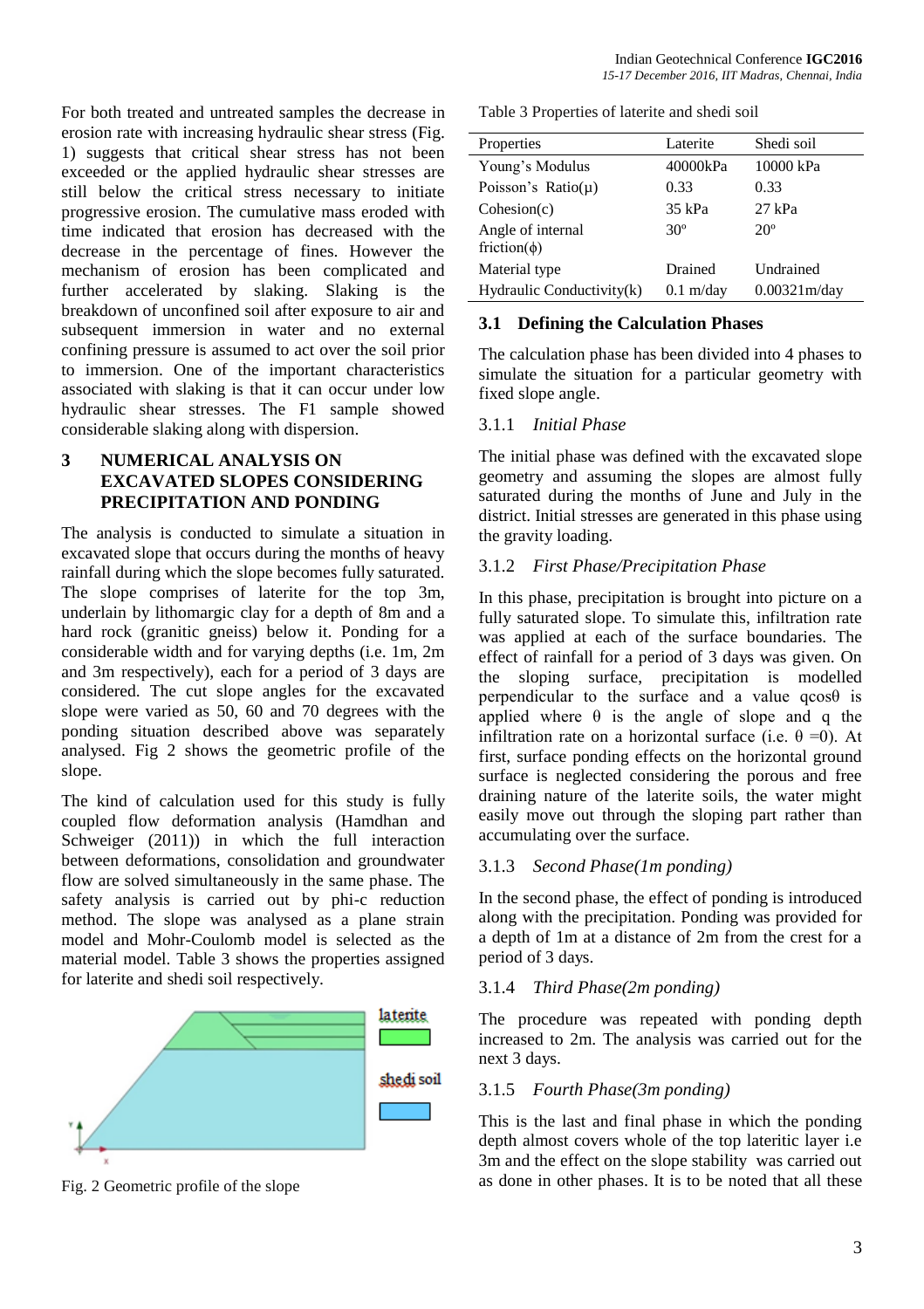For both treated and untreated samples the decrease in erosion rate with increasing hydraulic shear stress (Fig. 1) suggests that critical shear stress has not been exceeded or the applied hydraulic shear stresses are still below the critical stress necessary to initiate progressive erosion. The cumulative mass eroded with time indicated that erosion has decreased with the decrease in the percentage of fines. However the mechanism of erosion has been complicated and further accelerated by slaking. Slaking is the breakdown of unconfined soil after exposure to air and subsequent immersion in water and no external confining pressure is assumed to act over the soil prior to immersion. One of the important characteristics associated with slaking is that it can occur under low hydraulic shear stresses. The F1 sample showed considerable slaking along with dispersion.

# 3 NUMERICAL ANALYSIS ON EXCAVATED SLOPES CONSIDERING PRECIPITATION AND PONDING

The analysis is conducted to simulate a situation in excavated slope that occurs during the months of heavy rainfall during which the slope becomes fully saturated. The slope comprises of laterite for the top 3m, underlain by lithomargic clay for a depth of 8m and a hard rock (granitic gneiss) below it. Ponding for a considerable width and for varying depths (i.e. 1m, 2m and 3m respectively), each for a period of 3 days are considered. The cut slope angles for the excavated slope were varied as 50, 60 and 70 degrees with the ponding situation described above was separately analysed. Fig 2 shows the geometric profile of the slope.

The kind of calculation used for this study is fully coupled flow deformation analysis (Hamdhan and Schweiger (2011)) in which the full interaction between deformations, consolidation and groundwater flow are solved simultaneously in the same phase. The safety analysis is carried out by phi-c reduction method. The slope was analysed as a plane strain model and Mohr-Coulomb model is selected as the material model. Table 3 shows the properties assigned for laterite and shedi soil respectively.

laterite

shedi soil

Fig. 2 Geometric profile of the slope

Table 3 Properties of laterite and shedi soil

| Properties | Laterite | Shedi soil |
|---|---|---|
| Young's Modulus | 40000kPa | 10000 kPa |
| Poisson's Ratio($\mu$) | 0.33 | 0.33 |
| Cohesion(c) | 35 kPa | 27 kPa |
| Angle of internal friction($\phi$) | 30º | 20º |
| Material type | Drained | Undrained |
| Hydraulic Conductivity(k) | 0.1 m/day | 0.00321m/day |

## 3.1 Defining the Calculation Phases

The calculation phase has been divided into 4 phases to simulate the situation for a particular geometry with fixed slope angle.

### 3.1.1 *Initial Phase*

The initial phase was defined with the excavated slope geometry and assuming the slopes are almost fully saturated during the months of June and July in the district. Initial stresses are generated in this phase using the gravity loading.

### 3.1.2 *First Phase/Precipitation Phase*

In this phase, precipitation is brought into picture on a fully saturated slope. To simulate this, infiltration rate was applied at each of the surface boundaries. The effect of rainfall for a period of 3 days was given. On the sloping surface, precipitation is modelled perpendicular to the surface and a value $q\cos\theta$ is applied where $\theta$ is the angle of slope and q the infiltration rate on a horizontal surface (i.e. $\theta = 0$). At first, surface ponding effects on the horizontal ground surface is neglected considering the porous and free draining nature of the laterite soils, the water might easily move out through the sloping part rather than accumulating over the surface.

### 3.1.3 *Second Phase(1m ponding)*

In the second phase, the effect of ponding is introduced along with the precipitation. Ponding was provided for a depth of 1m at a distance of 2m from the crest for a period of 3 days.

### 3.1.4 *Third Phase(2m ponding)*

The procedure was repeated with ponding depth increased to 2m. The analysis was carried out for the next 3 days.

### 3.1.5 *Fourth Phase(3m ponding)*

This is the last and final phase in which the ponding depth almost covers whole of the top lateritic layer i.e 3m and the effect on the slope stability was carried out as done in other phases. It is to be noted that all these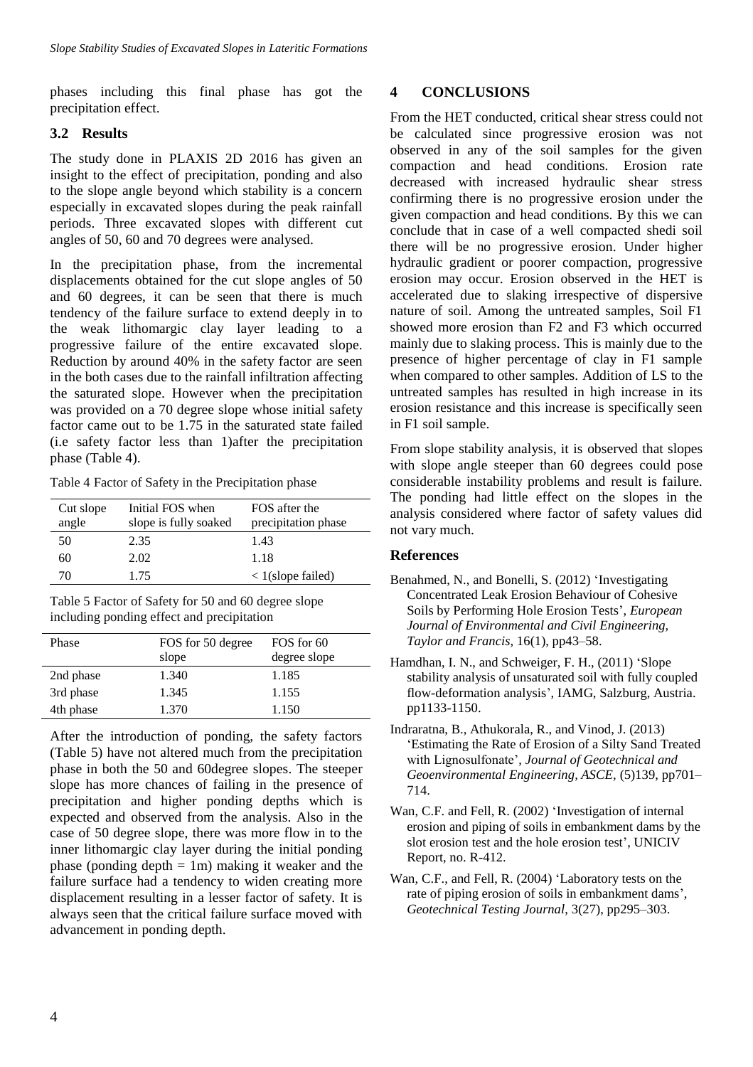phases including this final phase has got the precipitation effect.

### 3.2 Results

The study done in PLAXIS 2D 2016 has given an insight to the effect of precipitation, ponding and also to the slope angle beyond which stability is a concern especially in excavated slopes during the peak rainfall periods. Three excavated slopes with different cut angles of 50, 60 and 70 degrees were analysed.

In the precipitation phase, from the incremental displacements obtained for the cut slope angles of 50 and 60 degrees, it can be seen that there is much tendency of the failure surface to extend deeply in to the weak lithomargic clay layer leading to a progressive failure of the entire excavated slope. Reduction by around 40% in the safety factor are seen in the both cases due to the rainfall infiltration affecting the saturated slope. However when the precipitation was provided on a 70 degree slope whose initial safety factor came out to be 1.75 in the saturated state failed (i.e safety factor less than 1)after the precipitation phase (Table 4).

Table 4 Factor of Safety in the Precipitation phase

| Cut slope angle | Initial FOS when slope is fully soaked | FOS after the precipitation phase |
|---|---|---|
| 50 | 2.35 | 1.43 |
| 60 | 2.02 | 1.18 |
| 70 | 1.75 | < 1(slope failed) |

Table 5 Factor of Safety for 50 and 60 degree slope including ponding effect and precipitation

| Phase | FOS for 50 degree slope | FOS for 60 degree slope |
|---|---|---|
| 2nd phase | 1.340 | 1.185 |
| 3rd phase | 1.345 | 1.155 |
| 4th phase | 1.370 | 1.150 |

After the introduction of ponding, the safety factors (Table 5) have not altered much from the precipitation phase in both the 50 and 60degree slopes. The steeper slope has more chances of failing in the presence of precipitation and higher ponding depths which is expected and observed from the analysis. Also in the case of 50 degree slope, there was more flow in to the inner lithomargic clay layer during the initial ponding phase (ponding depth = 1m) making it weaker and the failure surface had a tendency to widen creating more displacement resulting in a lesser factor of safety. It is always seen that the critical failure surface moved with advancement in ponding depth.

## 4 CONCLUSIONS

From the HET conducted, critical shear stress could not be calculated since progressive erosion was not observed in any of the soil samples for the given compaction and head conditions. Erosion rate decreased with increased hydraulic shear stress confirming there is no progressive erosion under the given compaction and head conditions. By this we can conclude that in case of a well compacted shedi soil there will be no progressive erosion. Under higher hydraulic gradient or poorer compaction, progressive erosion may occur. Erosion observed in the HET is accelerated due to slaking irrespective of dispersive nature of soil. Among the untreated samples, Soil F1 showed more erosion than F2 and F3 which occurred mainly due to slaking process. This is mainly due to the presence of higher percentage of clay in F1 sample when compared to other samples. Addition of LS to the untreated samples has resulted in high increase in its erosion resistance and this increase is specifically seen in F1 soil sample.

From slope stability analysis, it is observed that slopes with slope angle steeper than 60 degrees could pose considerable instability problems and result is failure. The ponding had little effect on the slopes in the analysis considered where factor of safety values did not vary much.

### References

Benahmed, N., and Bonelli, S. (2012) 'Investigating Concentrated Leak Erosion Behaviour of Cohesive Soils by Performing Hole Erosion Tests', *European Journal of Environmental and Civil Engineering, Taylor and Francis*, 16(1), pp43–58.

Hamdhan, I. N., and Schweiger, F. H., (2011) 'Slope stability analysis of unsaturated soil with fully coupled flow-deformation analysis', IAMG, Salzburg, Austria. pp1133-1150.

Indraratna, B., Athukorala, R., and Vinod, J. (2013) 'Estimating the Rate of Erosion of a Silty Sand Treated with Lignosulfonate', *Journal of Geotechnical and Geoenvironmental Engineering, ASCE*, (5)139, pp701–714.

Wan, C.F. and Fell, R. (2002) 'Investigation of internal erosion and piping of soils in embankment dams by the slot erosion test and the hole erosion test', UNICIV Report, no. R-412.

Wan, C.F., and Fell, R. (2004) 'Laboratory tests on the rate of piping erosion of soils in embankment dams', *Geotechnical Testing Journal*, 3(27), pp295–303.